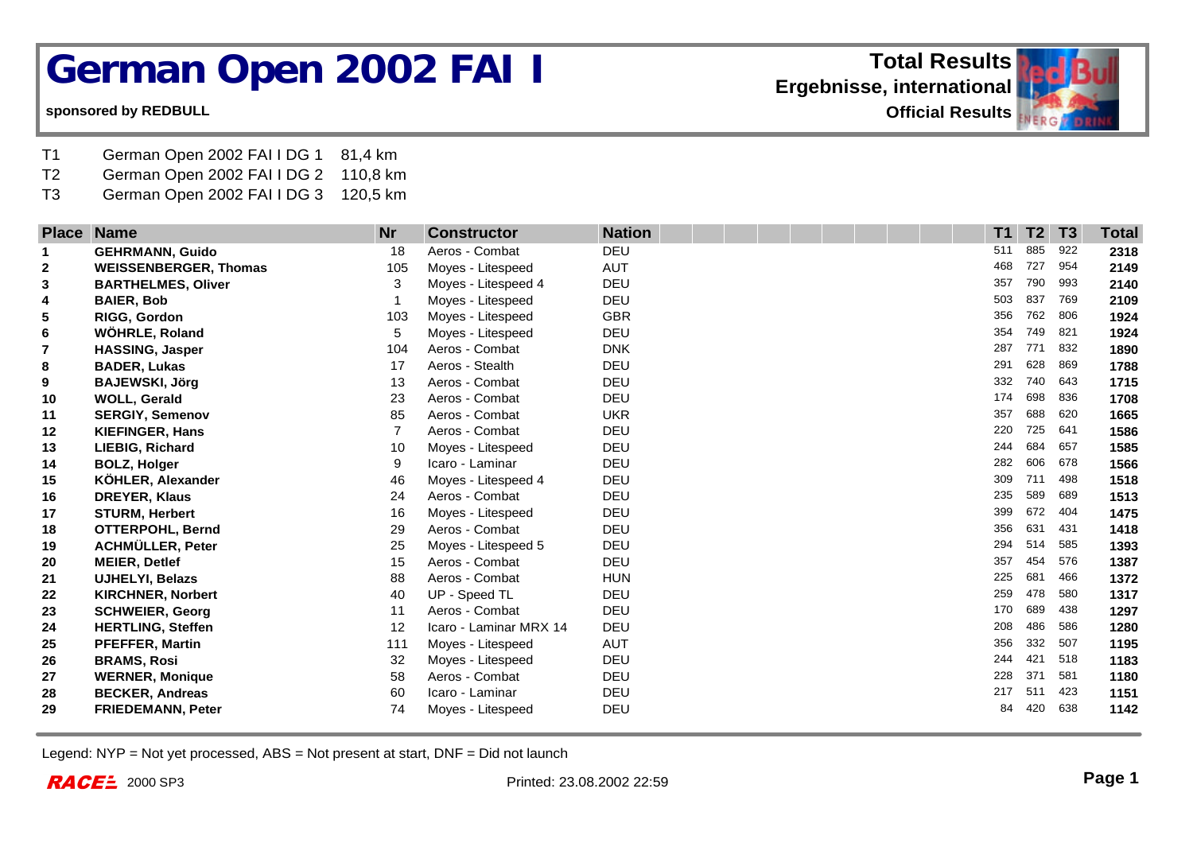# German Open 2002 FAI I

**sponsored by REDBULL**

**Total Results**
**Ergebnisse, international**
**Official Results**

| | | |
|---|---|---|
| T1 | German Open 2002 FAI I DG 1 | 81,4 km |
| T2 | German Open 2002 FAI I DG 2 | 110,8 km |
| T3 | German Open 2002 FAI I DG 3 | 120,5 km |

| Place | Name | Nr | Constructor | Nation | T1 | T2 | T3 | Total |
|---|---|---|---|---|---|---|---|---|
| 1 | **GEHRMANN, Guido** | 18 | Aeros - Combat | DEU | 511 | 885 | 922 | **2318** |
| 2 | **WEISSENBERGER, Thomas** | 105 | Moyes - Litespeed | AUT | 468 | 727 | 954 | **2149** |
| 3 | **BARTHELMES, Oliver** | 3 | Moyes - Litespeed 4 | DEU | 357 | 790 | 993 | **2140** |
| 4 | **BAIER, Bob** | 1 | Moyes - Litespeed | DEU | 503 | 837 | 769 | **2109** |
| 5 | **RIGG, Gordon** | 103 | Moyes - Litespeed | GBR | 356 | 762 | 806 | **1924** |
| 6 | **WÖHRLE, Roland** | 5 | Moyes - Litespeed | DEU | 354 | 749 | 821 | **1924** |
| 7 | **HASSING, Jasper** | 104 | Aeros - Combat | DNK | 287 | 771 | 832 | **1890** |
| 8 | **BADER, Lukas** | 17 | Aeros - Stealth | DEU | 291 | 628 | 869 | **1788** |
| 9 | **BAJEWSKI, Jörg** | 13 | Aeros - Combat | DEU | 332 | 740 | 643 | **1715** |
| 10 | **WOLL, Gerald** | 23 | Aeros - Combat | DEU | 174 | 698 | 836 | **1708** |
| 11 | **SERGIY, Semenov** | 85 | Aeros - Combat | UKR | 357 | 688 | 620 | **1665** |
| 12 | **KIEFINGER, Hans** | 7 | Aeros - Combat | DEU | 220 | 725 | 641 | **1586** |
| 13 | **LIEBIG, Richard** | 10 | Moyes - Litespeed | DEU | 244 | 684 | 657 | **1585** |
| 14 | **BOLZ, Holger** | 9 | Icaro - Laminar | DEU | 282 | 606 | 678 | **1566** |
| 15 | **KÖHLER, Alexander** | 46 | Moyes - Litespeed 4 | DEU | 309 | 711 | 498 | **1518** |
| 16 | **DREYER, Klaus** | 24 | Aeros - Combat | DEU | 235 | 589 | 689 | **1513** |
| 17 | **STURM, Herbert** | 16 | Moyes - Litespeed | DEU | 399 | 672 | 404 | **1475** |
| 18 | **OTTERPOHL, Bernd** | 29 | Aeros - Combat | DEU | 356 | 631 | 431 | **1418** |
| 19 | **ACHMÜLLER, Peter** | 25 | Moyes - Litespeed 5 | DEU | 294 | 514 | 585 | **1393** |
| 20 | **MEIER, Detlef** | 15 | Aeros - Combat | DEU | 357 | 454 | 576 | **1387** |
| 21 | **UJHELYI, Belazs** | 88 | Aeros - Combat | HUN | 225 | 681 | 466 | **1372** |
| 22 | **KIRCHNER, Norbert** | 40 | UP - Speed TL | DEU | 259 | 478 | 580 | **1317** |
| 23 | **SCHWEIER, Georg** | 11 | Aeros - Combat | DEU | 170 | 689 | 438 | **1297** |
| 24 | **HERTLING, Steffen** | 12 | Icaro - Laminar MRX 14 | DEU | 208 | 486 | 586 | **1280** |
| 25 | **PFEFFER, Martin** | 111 | Moyes - Litespeed | AUT | 356 | 332 | 507 | **1195** |
| 26 | **BRAMS, Rosi** | 32 | Moyes - Litespeed | DEU | 244 | 421 | 518 | **1183** |
| 27 | **WERNER, Monique** | 58 | Aeros - Combat | DEU | 228 | 371 | 581 | **1180** |
| 28 | **BECKER, Andreas** | 60 | Icaro - Laminar | DEU | 217 | 511 | 423 | **1151** |
| 29 | **FRIEDEMANN, Peter** | 74 | Moyes - Litespeed | DEU | 84 | 420 | 638 | **1142** |

Legend: NYP = Not yet processed, ABS = Not present at start, DNF = Did not launch

RACE 2000 SP3 Printed: 23.08.2002 22:59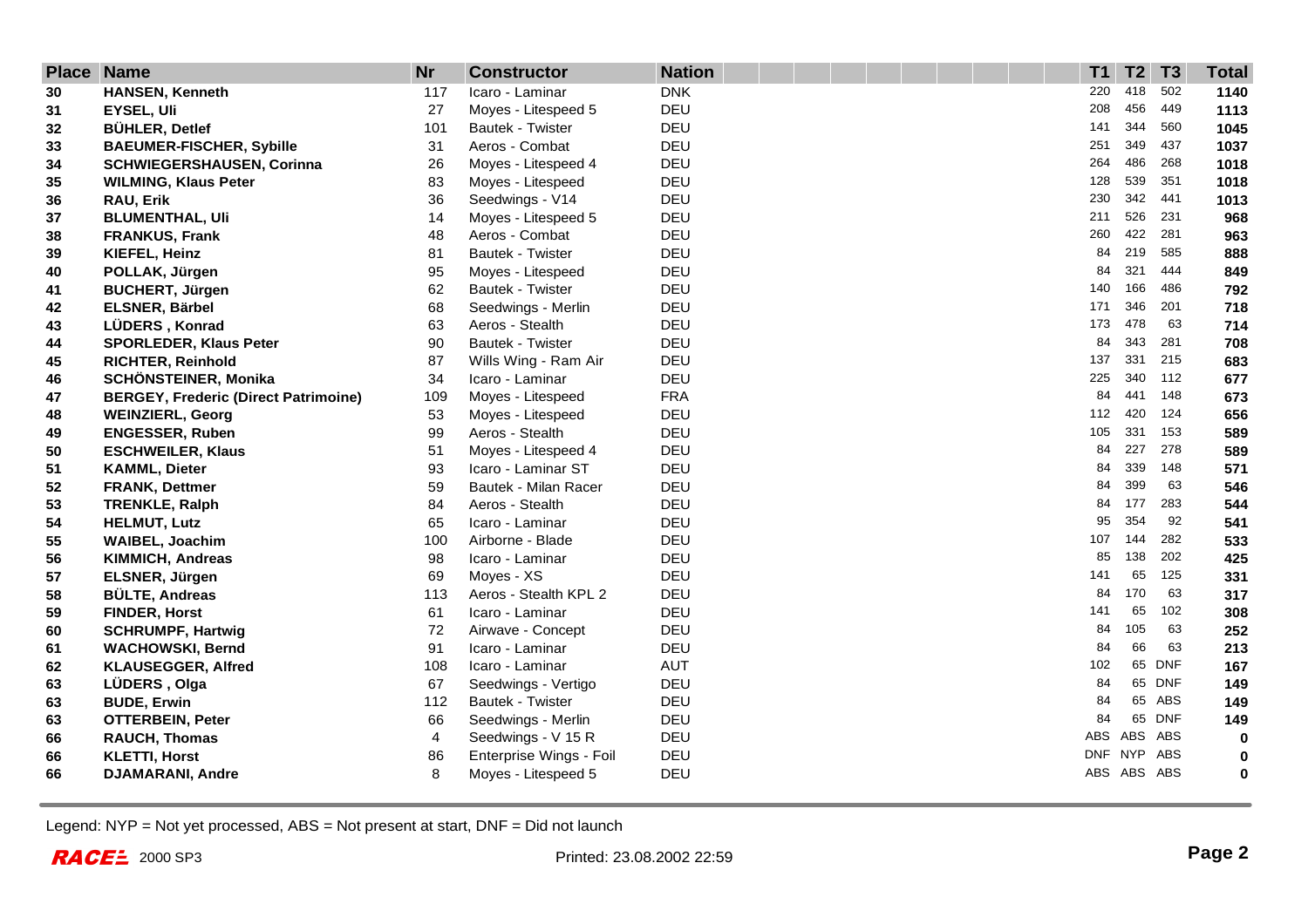| Place | Name | Nr | Constructor | Nation | T1 | T2 | T3 | Total |
|---|---|---|---|---|---|---|---|---|
| 30 | **HANSEN, Kenneth** | 117 | Icaro - Laminar | DNK | 220 | 418 | 502 | **1140** |
| 31 | **EYSEL, Uli** | 27 | Moyes - Litespeed 5 | DEU | 208 | 456 | 449 | **1113** |
| 32 | **BÜHLER, Detlef** | 101 | Bautek - Twister | DEU | 141 | 344 | 560 | **1045** |
| 33 | **BAEUMER-FISCHER, Sybille** | 31 | Aeros - Combat | DEU | 251 | 349 | 437 | **1037** |
| 34 | **SCHWIEGERSHAUSEN, Corinna** | 26 | Moyes - Litespeed 4 | DEU | 264 | 486 | 268 | **1018** |
| 35 | **WILMING, Klaus Peter** | 83 | Moyes - Litespeed | DEU | 128 | 539 | 351 | **1018** |
| 36 | **RAU, Erik** | 36 | Seedwings - V14 | DEU | 230 | 342 | 441 | **1013** |
| 37 | **BLUMENTHAL, Uli** | 14 | Moyes - Litespeed 5 | DEU | 211 | 526 | 231 | **968** |
| 38 | **FRANKUS, Frank** | 48 | Aeros - Combat | DEU | 260 | 422 | 281 | **963** |
| 39 | **KIEFEL, Heinz** | 81 | Bautek - Twister | DEU | 84 | 219 | 585 | **888** |
| 40 | **POLLAK, Jürgen** | 95 | Moyes - Litespeed | DEU | 84 | 321 | 444 | **849** |
| 41 | **BUCHERT, Jürgen** | 62 | Bautek - Twister | DEU | 140 | 166 | 486 | **792** |
| 42 | **ELSNER, Bärbel** | 68 | Seedwings - Merlin | DEU | 171 | 346 | 201 | **718** |
| 43 | **LÜDERS , Konrad** | 63 | Aeros - Stealth | DEU | 173 | 478 | 63 | **714** |
| 44 | **SPORLEDER, Klaus Peter** | 90 | Bautek - Twister | DEU | 84 | 343 | 281 | **708** |
| 45 | **RICHTER, Reinhold** | 87 | Wills Wing - Ram Air | DEU | 137 | 331 | 215 | **683** |
| 46 | **SCHÖNSTEINER, Monika** | 34 | Icaro - Laminar | DEU | 225 | 340 | 112 | **677** |
| 47 | **BERGEY, Frederic (Direct Patrimoine)** | 109 | Moyes - Litespeed | FRA | 84 | 441 | 148 | **673** |
| 48 | **WEINZIERL, Georg** | 53 | Moyes - Litespeed | DEU | 112 | 420 | 124 | **656** |
| 49 | **ENGESSER, Ruben** | 99 | Aeros - Stealth | DEU | 105 | 331 | 153 | **589** |
| 50 | **ESCHWEILER, Klaus** | 51 | Moyes - Litespeed 4 | DEU | 84 | 227 | 278 | **589** |
| 51 | **KAMML, Dieter** | 93 | Icaro - Laminar ST | DEU | 84 | 339 | 148 | **571** |
| 52 | **FRANK, Dettmer** | 59 | Bautek - Milan Racer | DEU | 84 | 399 | 63 | **546** |
| 53 | **TRENKLE, Ralph** | 84 | Aeros - Stealth | DEU | 84 | 177 | 283 | **544** |
| 54 | **HELMUT, Lutz** | 65 | Icaro - Laminar | DEU | 95 | 354 | 92 | **541** |
| 55 | **WAIBEL, Joachim** | 100 | Airborne - Blade | DEU | 107 | 144 | 282 | **533** |
| 56 | **KIMMICH, Andreas** | 98 | Icaro - Laminar | DEU | 85 | 138 | 202 | **425** |
| 57 | **ELSNER, Jürgen** | 69 | Moyes - XS | DEU | 141 | 65 | 125 | **331** |
| 58 | **BÜLTE, Andreas** | 113 | Aeros - Stealth KPL 2 | DEU | 84 | 170 | 63 | **317** |
| 59 | **FINDER, Horst** | 61 | Icaro - Laminar | DEU | 141 | 65 | 102 | **308** |
| 60 | **SCHRUMPF, Hartwig** | 72 | Airwave - Concept | DEU | 84 | 105 | 63 | **252** |
| 61 | **WACHOWSKI, Bernd** | 91 | Icaro - Laminar | DEU | 84 | 66 | 63 | **213** |
| 62 | **KLAUSEGGER, Alfred** | 108 | Icaro - Laminar | AUT | 102 | 65 | DNF | **167** |
| 63 | **LÜDERS , Olga** | 67 | Seedwings - Vertigo | DEU | 84 | 65 | DNF | **149** |
| 63 | **BUDE, Erwin** | 112 | Bautek - Twister | DEU | 84 | 65 | ABS | **149** |
| 63 | **OTTERBEIN, Peter** | 66 | Seedwings - Merlin | DEU | 84 | 65 | DNF | **149** |
| 66 | **RAUCH, Thomas** | 4 | Seedwings - V 15 R | DEU | ABS | ABS | ABS | **0** |
| 66 | **KLETTI, Horst** | 86 | Enterprise Wings - Foil | DEU | DNF | NYP | ABS | **0** |
| 66 | **DJAMARANI, Andre** | 8 | Moyes - Litespeed 5 | DEU | ABS | ABS | ABS | **0** |

Legend: NYP = Not yet processed, ABS = Not present at start, DNF = Did not launch

RACE 2000 SP3 Printed: 23.08.2002 22:59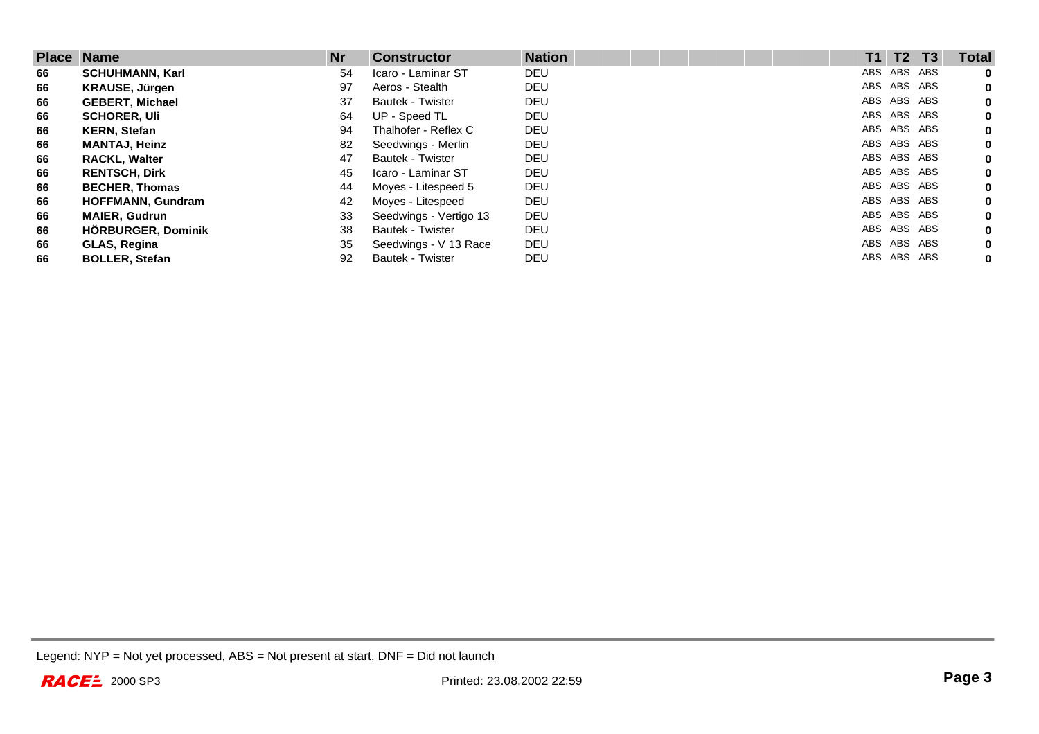| Place | Name | Nr | Constructor | Nation | T1 | T2 | T3 | Total |
|---|---|---|---|---|---|---|---|---|
| 66 | **SCHUHMANN, Karl** | 54 | Icaro - Laminar ST | DEU | ABS | ABS | ABS | **0** |
| 66 | **KRAUSE, Jürgen** | 97 | Aeros - Stealth | DEU | ABS | ABS | ABS | **0** |
| 66 | **GEBERT, Michael** | 37 | Bautek - Twister | DEU | ABS | ABS | ABS | **0** |
| 66 | **SCHORER, Uli** | 64 | UP - Speed TL | DEU | ABS | ABS | ABS | **0** |
| 66 | **KERN, Stefan** | 94 | Thalhofer - Reflex C | DEU | ABS | ABS | ABS | **0** |
| 66 | **MANTAJ, Heinz** | 82 | Seedwings - Merlin | DEU | ABS | ABS | ABS | **0** |
| 66 | **RACKL, Walter** | 47 | Bautek - Twister | DEU | ABS | ABS | ABS | **0** |
| 66 | **RENTSCH, Dirk** | 45 | Icaro - Laminar ST | DEU | ABS | ABS | ABS | **0** |
| 66 | **BECHER, Thomas** | 44 | Moyes - Litespeed 5 | DEU | ABS | ABS | ABS | **0** |
| 66 | **HOFFMANN, Gundram** | 42 | Moyes - Litespeed | DEU | ABS | ABS | ABS | **0** |
| 66 | **MAIER, Gudrun** | 33 | Seedwings - Vertigo 13 | DEU | ABS | ABS | ABS | **0** |
| 66 | **HÖRBURGER, Dominik** | 38 | Bautek - Twister | DEU | ABS | ABS | ABS | **0** |
| 66 | **GLAS, Regina** | 35 | Seedwings - V 13 Race | DEU | ABS | ABS | ABS | **0** |
| 66 | **BOLLER, Stefan** | 92 | Bautek - Twister | DEU | ABS | ABS | ABS | **0** |

Legend: NYP = Not yet processed, ABS = Not present at start, DNF = Did not launch